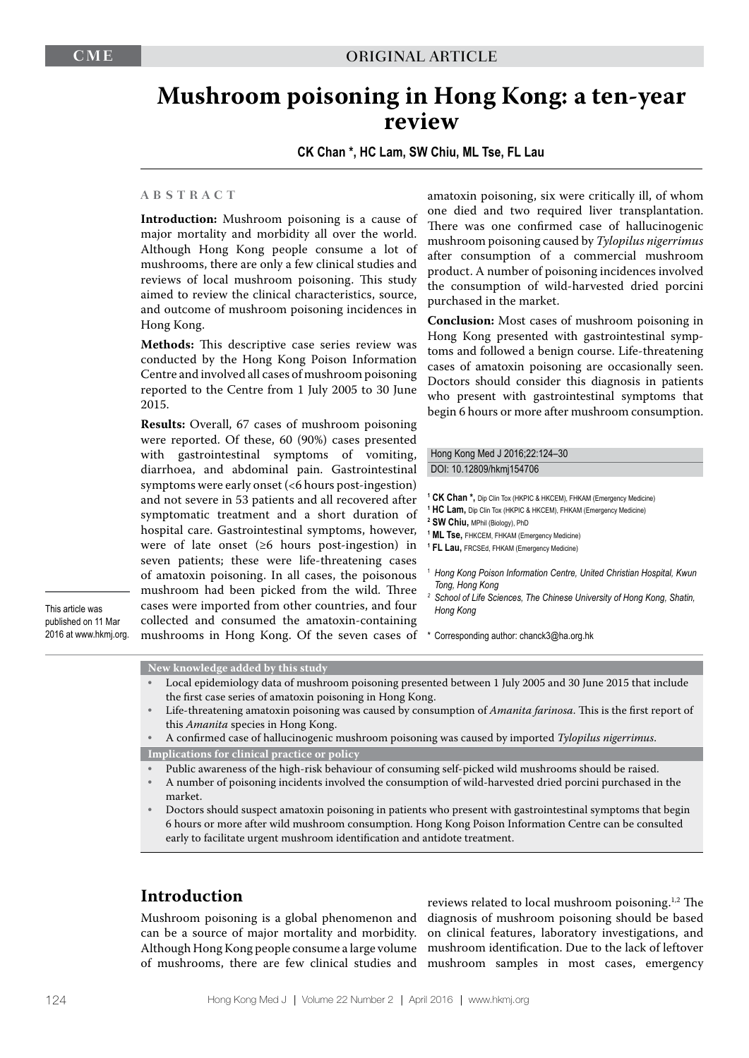CME

ORIGINAL ARTICLE

# Mushroom poisoning in Hong Kong: a ten-year review

**CK Chan \*, HC Lam, SW Chiu, ML Tse, FL Lau**

## ABSTRACT

**Introduction:** Mushroom poisoning is a cause of major mortality and morbidity all over the world. Although Hong Kong people consume a lot of mushrooms, there are only a few clinical studies and reviews of local mushroom poisoning. This study aimed to review the clinical characteristics, source, and outcome of mushroom poisoning incidences in Hong Kong.

**Methods:** This descriptive case series review was conducted by the Hong Kong Poison Information Centre and involved all cases of mushroom poisoning reported to the Centre from 1 July 2005 to 30 June 2015.

**Results:** Overall, 67 cases of mushroom poisoning were reported. Of these, 60 (90%) cases presented with gastrointestinal symptoms of vomiting, diarrhoea, and abdominal pain. Gastrointestinal symptoms were early onset (<6 hours post-ingestion) and not severe in 53 patients and all recovered after symptomatic treatment and a short duration of hospital care. Gastrointestinal symptoms, however, were of late onset (≥6 hours post-ingestion) in seven patients; these were life-threatening cases of amatoxin poisoning. In all cases, the poisonous mushroom had been picked from the wild. Three cases were imported from other countries, and four collected and consumed the amatoxin-containing mushrooms in Hong Kong. Of the seven cases of amatoxin poisoning, six were critically ill, of whom one died and two required liver transplantation. There was one confirmed case of hallucinogenic mushroom poisoning caused by *Tylopilus nigerrimus* after consumption of a commercial mushroom product. A number of poisoning incidences involved the consumption of wild-harvested dried porcini purchased in the market.

**Conclusion:** Most cases of mushroom poisoning in Hong Kong presented with gastrointestinal symptoms and followed a benign course. Life-threatening cases of amatoxin poisoning are occasionally seen. Doctors should consider this diagnosis in patients who present with gastrointestinal symptoms that begin 6 hours or more after mushroom consumption.

Hong Kong Med J 2016;22:124–30
DOI: 10.12809/hkmj154706

[1] **CK Chan \***, Dip Clin Tox (HKPIC & HKCEM), FHKAM (Emergency Medicine)
[1] **HC Lam**, Dip Clin Tox (HKPIC & HKCEM), FHKAM (Emergency Medicine)
[2] **SW Chiu**, MPhil (Biology), PhD
[1] **ML Tse**, FHKCEM, FHKAM (Emergency Medicine)
[1] **FL Lau**, FRCSEd, FHKAM (Emergency Medicine)

[1] *Hong Kong Poison Information Centre, United Christian Hospital, Kwun Tong, Hong Kong*
[2] *School of Life Sciences, The Chinese University of Hong Kong, Shatin, Hong Kong*

\* Corresponding author: chanck3@ha.org.hk

This article was published on 11 Mar 2016 at www.hkmj.org.

**New knowledge added by this study**

- Local epidemiology data of mushroom poisoning presented between 1 July 2005 and 30 June 2015 that include the first case series of amatoxin poisoning in Hong Kong.
- Life-threatening amatoxin poisoning was caused by consumption of *Amanita farinosa*. This is the first report of this *Amanita* species in Hong Kong.
- A confirmed case of hallucinogenic mushroom poisoning was caused by imported *Tylopilus nigerrimus*.

**Implications for clinical practice or policy**

- Public awareness of the high-risk behaviour of consuming self-picked wild mushrooms should be raised.
- A number of poisoning incidents involved the consumption of wild-harvested dried porcini purchased in the market.
- Doctors should suspect amatoxin poisoning in patients who present with gastrointestinal symptoms that begin 6 hours or more after wild mushroom consumption. Hong Kong Poison Information Centre can be consulted early to facilitate urgent mushroom identification and antidote treatment.

## Introduction

Mushroom poisoning is a global phenomenon and can be a source of major mortality and morbidity. Although Hong Kong people consume a large volume of mushrooms, there are few clinical studies and reviews related to local mushroom poisoning.[1,2] The diagnosis of mushroom poisoning should be based on clinical features, laboratory investigations, and mushroom identification. Due to the lack of leftover mushroom samples in most cases, emergency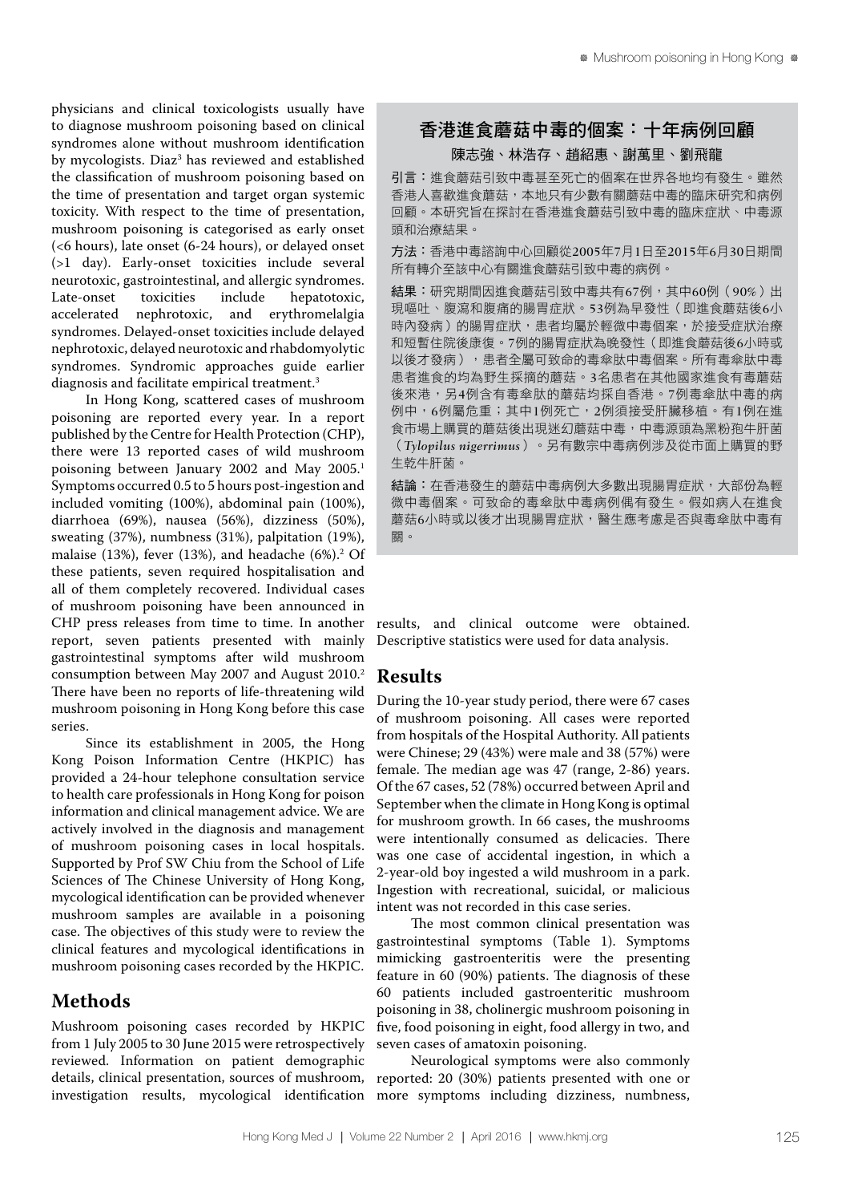physicians and clinical toxicologists usually have to diagnose mushroom poisoning based on clinical syndromes alone without mushroom identification by mycologists. Diaz[3] has reviewed and established the classification of mushroom poisoning based on the time of presentation and target organ systemic toxicity. With respect to the time of presentation, mushroom poisoning is categorised as early onset (<6 hours), late onset (6-24 hours), or delayed onset (>1 day). Early-onset toxicities include several neurotoxic, gastrointestinal, and allergic syndromes. Late-onset toxicities include hepatotoxic, accelerated nephrotoxic, and erythromelalgia syndromes. Delayed-onset toxicities include delayed nephrotoxic, delayed neurotoxic and rhabdomyolytic syndromes. Syndromic approaches guide earlier diagnosis and facilitate empirical treatment.[3]

In Hong Kong, scattered cases of mushroom poisoning are reported every year. In a report published by the Centre for Health Protection (CHP), there were 13 reported cases of wild mushroom poisoning between January 2002 and May 2005.[1] Symptoms occurred 0.5 to 5 hours post-ingestion and included vomiting (100%), abdominal pain (100%), diarrhoea (69%), nausea (56%), dizziness (50%), sweating (37%), numbness (31%), palpitation (19%), malaise (13%), fever (13%), and headache (6%).[2] Of these patients, seven required hospitalisation and all of them completely recovered. Individual cases of mushroom poisoning have been announced in CHP press releases from time to time. In another report, seven patients presented with mainly gastrointestinal symptoms after wild mushroom consumption between May 2007 and August 2010.[2] There have been no reports of life-threatening wild mushroom poisoning in Hong Kong before this case series.

Since its establishment in 2005, the Hong Kong Poison Information Centre (HKPIC) has provided a 24-hour telephone consultation service to health care professionals in Hong Kong for poison information and clinical management advice. We are actively involved in the diagnosis and management of mushroom poisoning cases in local hospitals. Supported by Prof SW Chiu from the School of Life Sciences of The Chinese University of Hong Kong, mycological identification can be provided whenever mushroom samples are available in a poisoning case. The objectives of this study were to review the clinical features and mycological identifications in mushroom poisoning cases recorded by the HKPIC.

## Methods

Mushroom poisoning cases recorded by HKPIC from 1 July 2005 to 30 June 2015 were retrospectively reviewed. Information on patient demographic details, clinical presentation, sources of mushroom, investigation results, mycological identification results, and clinical outcome were obtained. Descriptive statistics were used for data analysis.

## Results

During the 10-year study period, there were 67 cases of mushroom poisoning. All cases were reported from hospitals of the Hospital Authority. All patients were Chinese; 29 (43%) were male and 38 (57%) were female. The median age was 47 (range, 2-86) years. Of the 67 cases, 52 (78%) occurred between April and September when the climate in Hong Kong is optimal for mushroom growth. In 66 cases, the mushrooms were intentionally consumed as delicacies. There was one case of accidental ingestion, in which a 2-year-old boy ingested a wild mushroom in a park. Ingestion with recreational, suicidal, or malicious intent was not recorded in this case series.

The most common clinical presentation was gastrointestinal symptoms (Table 1). Symptoms mimicking gastroenteritis were the presenting feature in 60 (90%) patients. The diagnosis of these 60 patients included gastroenteritic mushroom poisoning in 38, cholinergic mushroom poisoning in five, food poisoning in eight, food allergy in two, and seven cases of amatoxin poisoning.

Neurological symptoms were also commonly reported: 20 (30%) patients presented with one or more symptoms including dizziness, numbness,

## 香港進食蘑菇中毒的個案：十年病例回顧

**陳志強、林浩存、趙紹惠、謝萬里、劉飛龍**

**引言：**進食蘑菇引致中毒甚至死亡的個案在世界各地均有發生。雖然香港人喜歡進食蘑菇，本地只有少數有關蘑菇中毒的臨床研究和病例回顧。本研究旨在探討在香港進食蘑菇引致中毒的臨床症狀、中毒源頭和治療結果。

**方法：**香港中毒諮詢中心回顧從2005年7月1日至2015年6月30日期間所有轉介至該中心有關進食蘑菇引致中毒的病例。

**結果：**研究期間因進食蘑菇引致中毒共有67例，其中60例（90%）出現嘔吐、腹瀉和腹痛的腸胃症狀。53例為早發性（即進食蘑菇後6小時內發病）的腸胃症狀，患者均屬於輕微中毒個案，於接受症狀治療和短暫住院後康復。7例的腸胃症狀為晚發性（即進食蘑菇後6小時或以後才發病），患者全屬可致命的毒傘肽中毒個案。所有毒傘肽中毒患者進食的均為野生採摘的蘑菇。3名患者在其他國家進食有毒蘑菇後來港，另4例含有毒傘肽的蘑菇均採自香港。7例毒傘肽中毒的病例中，6例屬危重；其中1例死亡，2例須接受肝臟移植。有1例在進食市場上購買的蘑菇後出現迷幻蘑菇中毒，中毒源頭為黑粉孢牛肝菌（*Tylopilus nigerrimus*）。另有數宗中毒病例涉及從市面上購買的野生乾牛肝菌。

**結論：**在香港發生的蘑菇中毒病例大多數出現腸胃症狀，大部份為輕微中毒個案。可致命的毒傘肽中毒病例偶有發生。假如病人在進食蘑菇6小時或以後才出現腸胃症狀，醫生應考慮是否與毒傘肽中毒有關。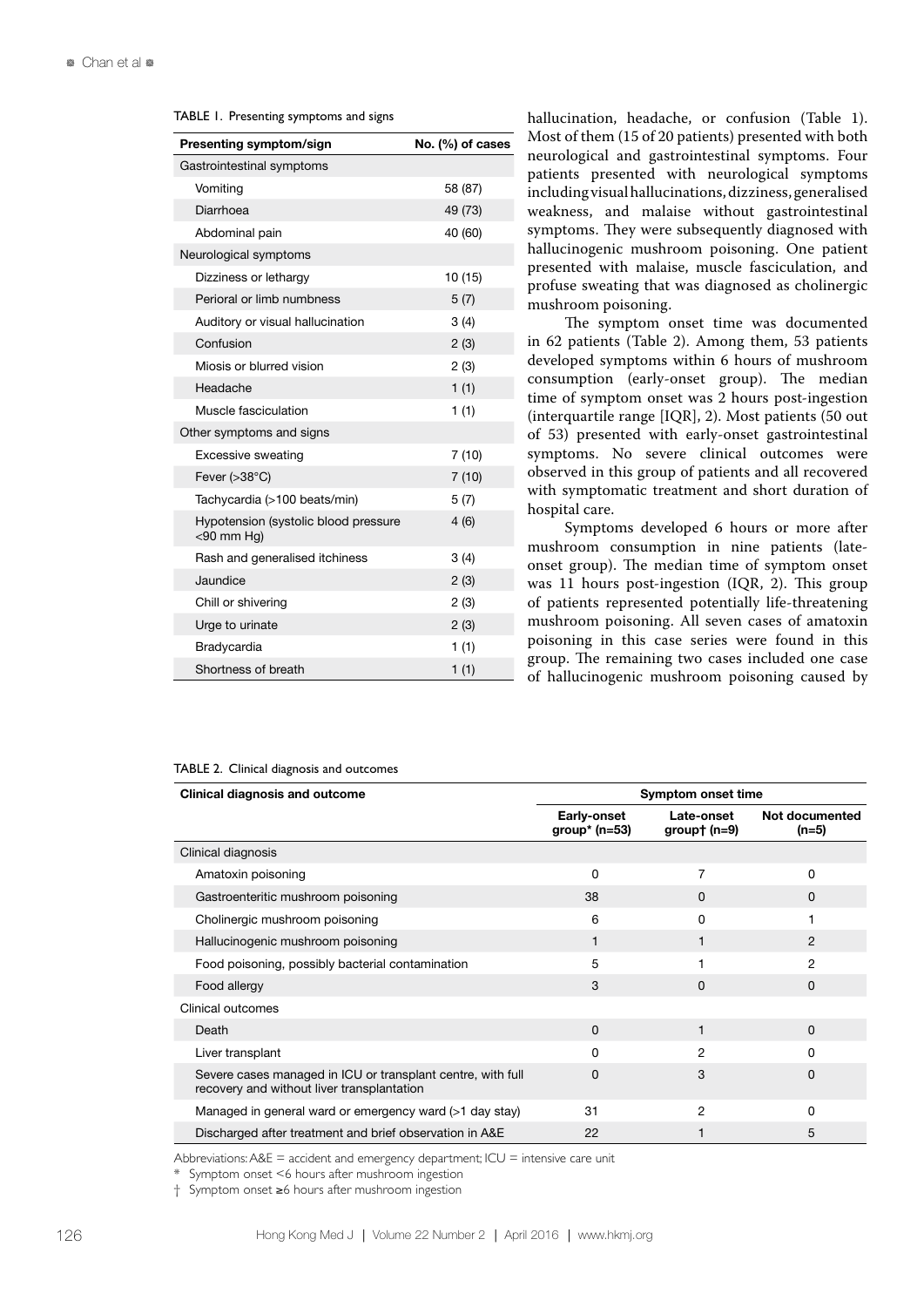TABLE 1. Presenting symptoms and signs

| Presenting symptom/sign | No. (%) of cases |
|---|---|
| Gastrointestinal symptoms | |
| Vomiting | 58 (87) |
| Diarrhoea | 49 (73) |
| Abdominal pain | 40 (60) |
| Neurological symptoms | |
| Dizziness or lethargy | 10 (15) |
| Perioral or limb numbness | 5 (7) |
| Auditory or visual hallucination | 3 (4) |
| Confusion | 2 (3) |
| Miosis or blurred vision | 2 (3) |
| Headache | 1 (1) |
| Muscle fasciculation | 1 (1) |
| Other symptoms and signs | |
| Excessive sweating | 7 (10) |
| Fever (>38°C) | 7 (10) |
| Tachycardia (>100 beats/min) | 5 (7) |
| Hypotension (systolic blood pressure <90 mm Hg) | 4 (6) |
| Rash and generalised itchiness | 3 (4) |
| Jaundice | 2 (3) |
| Chill or shivering | 2 (3) |
| Urge to urinate | 2 (3) |
| Bradycardia | 1 (1) |
| Shortness of breath | 1 (1) |

hallucination, headache, or confusion (Table 1). Most of them (15 of 20 patients) presented with both neurological and gastrointestinal symptoms. Four patients presented with neurological symptoms including visual hallucinations, dizziness, generalised weakness, and malaise without gastrointestinal symptoms. They were subsequently diagnosed with hallucinogenic mushroom poisoning. One patient presented with malaise, muscle fasciculation, and profuse sweating that was diagnosed as cholinergic mushroom poisoning.

The symptom onset time was documented in 62 patients (Table 2). Among them, 53 patients developed symptoms within 6 hours of mushroom consumption (early-onset group). The median time of symptom onset was 2 hours post-ingestion (interquartile range [IQR], 2). Most patients (50 out of 53) presented with early-onset gastrointestinal symptoms. No severe clinical outcomes were observed in this group of patients and all recovered with symptomatic treatment and short duration of hospital care.

Symptoms developed 6 hours or more after mushroom consumption in nine patients (late-onset group). The median time of symptom onset was 11 hours post-ingestion (IQR, 2). This group of patients represented potentially life-threatening mushroom poisoning. All seven cases of amatoxin poisoning in this case series were found in this group. The remaining two cases included one case of hallucinogenic mushroom poisoning caused by

TABLE 2. Clinical diagnosis and outcomes

| Clinical diagnosis and outcome | Symptom onset time | | |
|---|---|---|---|
| | Early-onset group* (n=53) | Late-onset group† (n=9) | Not documented (n=5) |
| Clinical diagnosis | | | |
| Amatoxin poisoning | 0 | 7 | 0 |
| Gastroenteritic mushroom poisoning | 38 | 0 | 0 |
| Cholinergic mushroom poisoning | 6 | 0 | 1 |
| Hallucinogenic mushroom poisoning | 1 | 1 | 2 |
| Food poisoning, possibly bacterial contamination | 5 | 1 | 2 |
| Food allergy | 3 | 0 | 0 |
| Clinical outcomes | | | |
| Death | 0 | 1 | 0 |
| Liver transplant | 0 | 2 | 0 |
| Severe cases managed in ICU or transplant centre, with full recovery and without liver transplantation | 0 | 3 | 0 |
| Managed in general ward or emergency ward (>1 day stay) | 31 | 2 | 0 |
| Discharged after treatment and brief observation in A&E | 22 | 1 | 5 |

Abbreviations: A&E = accident and emergency department; ICU = intensive care unit

\* Symptom onset <6 hours after mushroom ingestion

† Symptom onset ≥6 hours after mushroom ingestion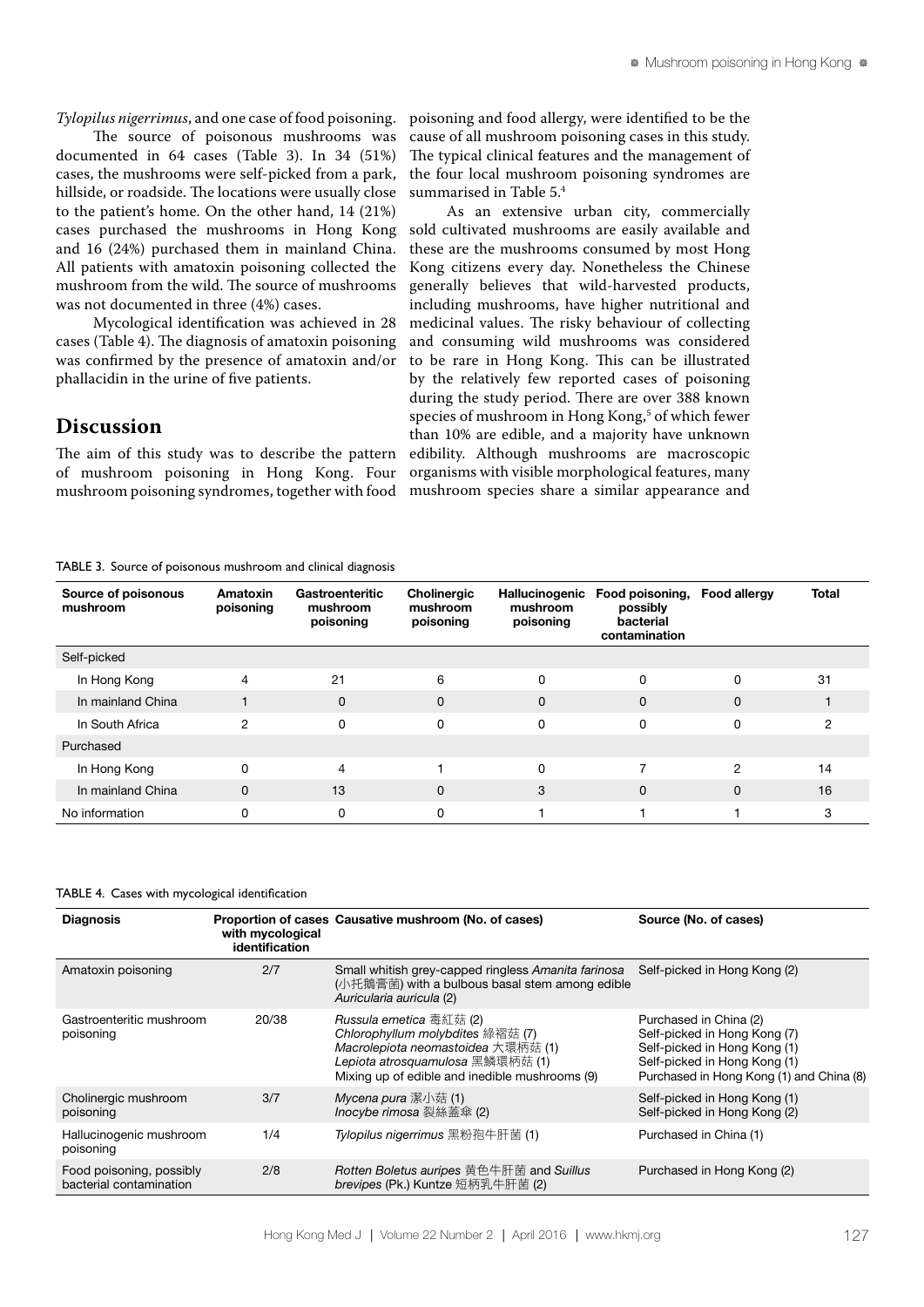*Tylopilus nigerrimus*, and one case of food poisoning.

The source of poisonous mushrooms was documented in 64 cases (Table 3). In 34 (51%) cases, the mushrooms were self-picked from a park, hillside, or roadside. The locations were usually close to the patient's home. On the other hand, 14 (21%) cases purchased the mushrooms in Hong Kong and 16 (24%) purchased them in mainland China. All patients with amatoxin poisoning collected the mushroom from the wild. The source of mushrooms was not documented in three (4%) cases.

Mycological identification was achieved in 28 cases (Table 4). The diagnosis of amatoxin poisoning was confirmed by the presence of amatoxin and/or phallacidin in the urine of five patients.

## Discussion

The aim of this study was to describe the pattern of mushroom poisoning in Hong Kong. Four mushroom poisoning syndromes, together with food poisoning and food allergy, were identified to be the cause of all mushroom poisoning cases in this study. The typical clinical features and the management of the four local mushroom poisoning syndromes are summarised in Table 5.[4]

As an extensive urban city, commercially sold cultivated mushrooms are easily available and these are the mushrooms consumed by most Hong Kong citizens every day. Nonetheless the Chinese generally believes that wild-harvested products, including mushrooms, have higher nutritional and medicinal values. The risky behaviour of collecting and consuming wild mushrooms was considered to be rare in Hong Kong. This can be illustrated by the relatively few reported cases of poisoning during the study period. There are over 388 known species of mushroom in Hong Kong,[5] of which fewer than 10% are edible, and a majority have unknown edibility. Although mushrooms are macroscopic organisms with visible morphological features, many mushroom species share a similar appearance and

TABLE 3. Source of poisonous mushroom and clinical diagnosis

| Source of poisonous mushroom | Amatoxin poisoning | Gastroenteritic mushroom poisoning | Cholinergic mushroom poisoning | Hallucinogenic mushroom poisoning | Food poisoning, possibly bacterial contamination | Food allergy | Total |
|---|---|---|---|---|---|---|---|
| Self-picked | | | | | | | |
| In Hong Kong | 4 | 21 | 6 | 0 | 0 | 0 | 31 |
| In mainland China | 1 | 0 | 0 | 0 | 0 | 0 | 1 |
| In South Africa | 2 | 0 | 0 | 0 | 0 | 0 | 2 |
| Purchased | | | | | | | |
| In Hong Kong | 0 | 4 | 1 | 0 | 7 | 2 | 14 |
| In mainland China | 0 | 13 | 0 | 3 | 0 | 0 | 16 |
| No information | 0 | 0 | 0 | 1 | 1 | 1 | 3 |

TABLE 4. Cases with mycological identification

| Diagnosis | Proportion of cases with mycological identification | Causative mushroom (No. of cases) | Source (No. of cases) |
|---|---|---|---|
| Amatoxin poisoning | 2/7 | Small whitish grey-capped ringless *Amanita farinosa* (小托鵝膏菌) with a bulbous basal stem among edible *Auricularia auricula* (2) | Self-picked in Hong Kong (2) |
| Gastroenteritic mushroom poisoning | 20/38 | *Russula emetica* 毒紅菇 (2)<br>*Chlorophyllum molybdites* 綠褶菇 (7)<br>*Macrolepiota neomastoidea* 大環柄菇 (1)<br>*Lepiota atrosquamulosa* 黑鱗環柄菇 (1)<br>Mixing up of edible and inedible mushrooms (9) | Purchased in China (2)<br>Self-picked in Hong Kong (7)<br>Self-picked in Hong Kong (1)<br>Self-picked in Hong Kong (1)<br>Purchased in Hong Kong (1) and China (8) |
| Cholinergic mushroom poisoning | 3/7 | *Mycena pura* 潔小菇 (1)<br>*Inocybe rimosa* 裂絲蓋傘 (2) | Self-picked in Hong Kong (1)<br>Self-picked in Hong Kong (2) |
| Hallucinogenic mushroom poisoning | 1/4 | *Tylopilus nigerrimus* 黑粉孢牛肝菌 (1) | Purchased in China (1) |
| Food poisoning, possibly bacterial contamination | 2/8 | Rotten *Boletus auripes* 黃色牛肝菌 and *Suillus brevipes* (Pk.) Kuntze 短柄乳牛肝菌 (2) | Purchased in Hong Kong (2) |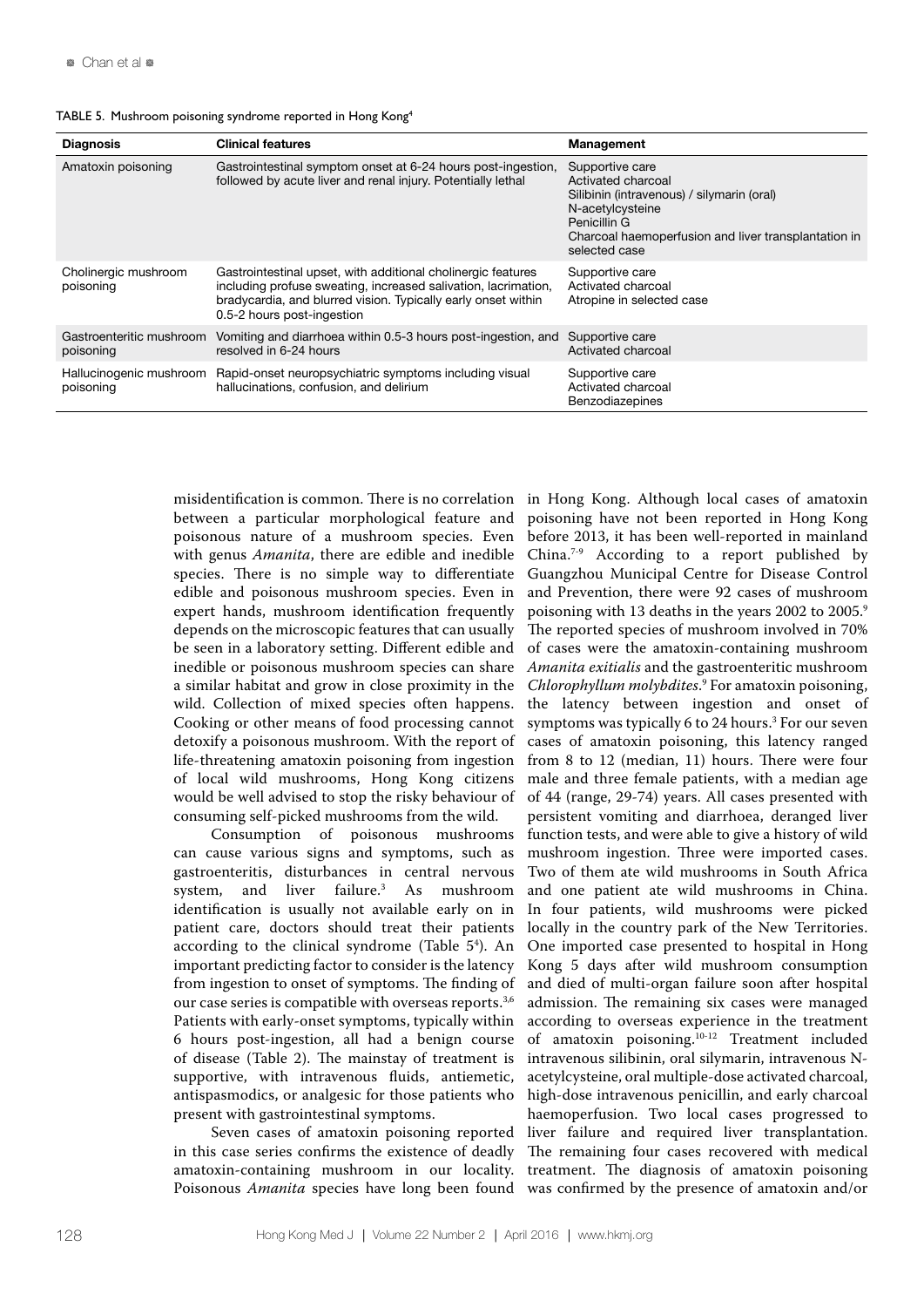TABLE 5. Mushroom poisoning syndrome reported in Hong Kong[4]

| Diagnosis | Clinical features | Management |
| --- | --- | --- |
| Amatoxin poisoning | Gastrointestinal symptom onset at 6-24 hours post-ingestion, followed by acute liver and renal injury. Potentially lethal | Supportive care<br>Activated charcoal<br>Silibinin (intravenous) / silymarin (oral)<br>N-acetylcysteine<br>Penicillin G<br>Charcoal haemoperfusion and liver transplantation in selected case |
| Cholinergic mushroom poisoning | Gastrointestinal upset, with additional cholinergic features including profuse sweating, increased salivation, lacrimation, bradycardia, and blurred vision. Typically early onset within 0.5-2 hours post-ingestion | Supportive care<br>Activated charcoal<br>Atropine in selected case |
| Gastroenteritic mushroom poisoning | Vomiting and diarrhoea within 0.5-3 hours post-ingestion, and resolved in 6-24 hours | Supportive care<br>Activated charcoal |
| Hallucinogenic mushroom poisoning | Rapid-onset neuropsychiatric symptoms including visual hallucinations, confusion, and delirium | Supportive care<br>Activated charcoal<br>Benzodiazepines |

misidentification is common. There is no correlation between a particular morphological feature and poisonous nature of a mushroom species. Even with genus *Amanita*, there are edible and inedible species. There is no simple way to differentiate edible and poisonous mushroom species. Even in expert hands, mushroom identification frequently depends on the microscopic features that can usually be seen in a laboratory setting. Different edible and inedible or poisonous mushroom species can share a similar habitat and grow in close proximity in the wild. Collection of mixed species often happens. Cooking or other means of food processing cannot detoxify a poisonous mushroom. With the report of life-threatening amatoxin poisoning from ingestion of local wild mushrooms, Hong Kong citizens would be well advised to stop the risky behaviour of consuming self-picked mushrooms from the wild.

Consumption of poisonous mushrooms can cause various signs and symptoms, such as gastroenteritis, disturbances in central nervous system, and liver failure.[3] As mushroom identification is usually not available early on in patient care, doctors should treat their patients according to the clinical syndrome (Table 5[4]). An important predicting factor to consider is the latency from ingestion to onset of symptoms. The finding of our case series is compatible with overseas reports.[3,6] Patients with early-onset symptoms, typically within 6 hours post-ingestion, all had a benign course of disease (Table 2). The mainstay of treatment is supportive, with intravenous fluids, antiemetic, antispasmodics, or analgesic for those patients who present with gastrointestinal symptoms.

Seven cases of amatoxin poisoning reported in this case series confirms the existence of deadly amatoxin-containing mushroom in our locality. Poisonous *Amanita* species have long been found in Hong Kong. Although local cases of amatoxin poisoning have not been reported in Hong Kong before 2013, it has been well-reported in mainland China.[7-9] According to a report published by Guangzhou Municipal Centre for Disease Control and Prevention, there were 92 cases of mushroom poisoning with 13 deaths in the years 2002 to 2005.[9] The reported species of mushroom involved in 70% of cases were the amatoxin-containing mushroom *Amanita exitialis* and the gastroenteritic mushroom *Chlorophyllum molybdites*.[9] For amatoxin poisoning, the latency between ingestion and onset of symptoms was typically 6 to 24 hours.[3] For our seven cases of amatoxin poisoning, this latency ranged from 8 to 12 (median, 11) hours. There were four male and three female patients, with a median age of 44 (range, 29-74) years. All cases presented with persistent vomiting and diarrhoea, deranged liver function tests, and were able to give a history of wild mushroom ingestion. Three were imported cases. Two of them ate wild mushrooms in South Africa and one patient ate wild mushrooms in China. In four patients, wild mushrooms were picked locally in the country park of the New Territories. One imported case presented to hospital in Hong Kong 5 days after wild mushroom consumption and died of multi-organ failure soon after hospital admission. The remaining six cases were managed according to overseas experience in the treatment of amatoxin poisoning.[10-12] Treatment included intravenous silibinin, oral silymarin, intravenous N-acetylcysteine, oral multiple-dose activated charcoal, high-dose intravenous penicillin, and early charcoal haemoperfusion. Two local cases progressed to liver failure and required liver transplantation. The remaining four cases recovered with medical treatment. The diagnosis of amatoxin poisoning was confirmed by the presence of amatoxin and/or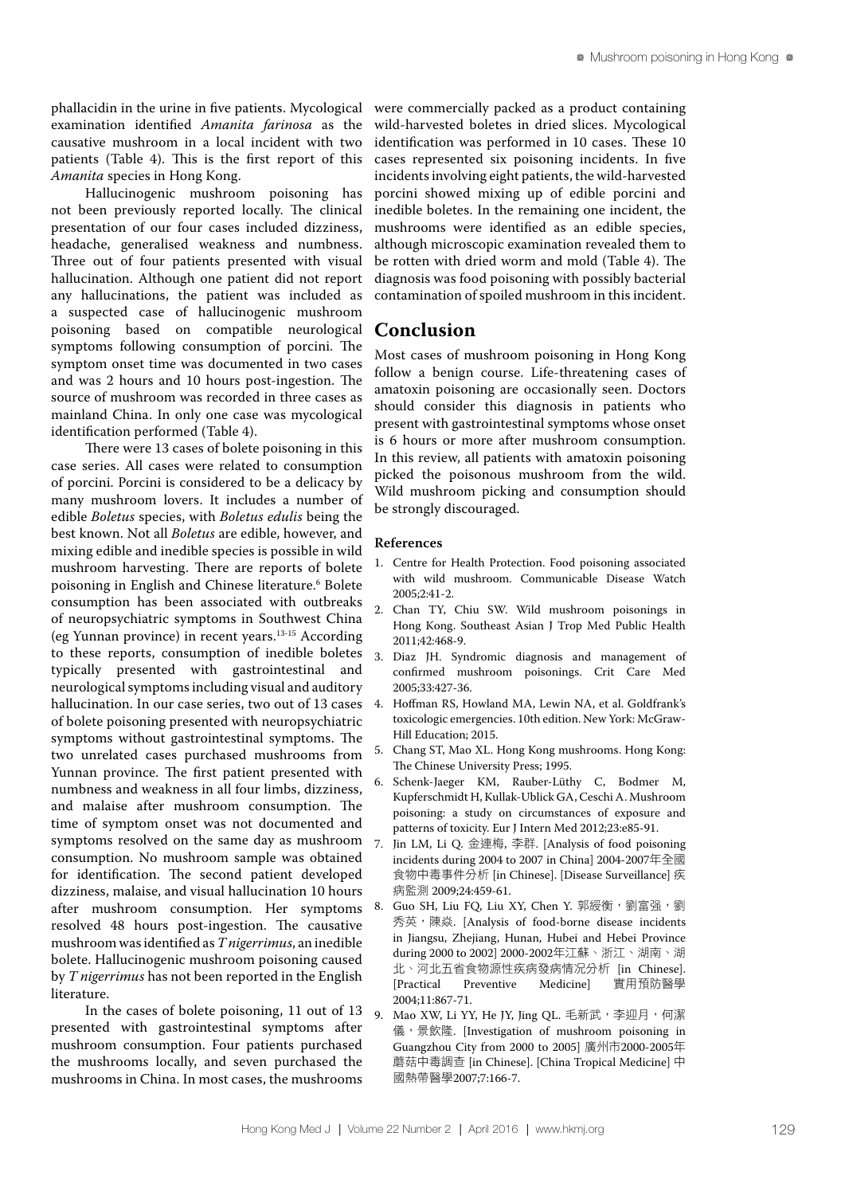phallacidin in the urine in five patients. Mycological examination identified *Amanita farinosa* as the causative mushroom in a local incident with two patients (Table 4). This is the first report of this *Amanita* species in Hong Kong.

Hallucinogenic mushroom poisoning has not been previously reported locally. The clinical presentation of our four cases included dizziness, headache, generalised weakness and numbness. Three out of four patients presented with visual hallucination. Although one patient did not report any hallucinations, the patient was included as a suspected case of hallucinogenic mushroom poisoning based on compatible neurological symptoms following consumption of porcini. The symptom onset time was documented in two cases and was 2 hours and 10 hours post-ingestion. The source of mushroom was recorded in three cases as mainland China. In only one case was mycological identification performed (Table 4).

There were 13 cases of bolete poisoning in this case series. All cases were related to consumption of porcini. Porcini is considered to be a delicacy by many mushroom lovers. It includes a number of edible *Boletus* species, with *Boletus edulis* being the best known. Not all *Boletus* are edible, however, and mixing edible and inedible species is possible in wild mushroom harvesting. There are reports of bolete poisoning in English and Chinese literature.[6] Bolete consumption has been associated with outbreaks of neuropsychiatric symptoms in Southwest China (eg Yunnan province) in recent years.[13-15] According to these reports, consumption of inedible boletes typically presented with gastrointestinal and neurological symptoms including visual and auditory hallucination. In our case series, two out of 13 cases of bolete poisoning presented with neuropsychiatric symptoms without gastrointestinal symptoms. The two unrelated cases purchased mushrooms from Yunnan province. The first patient presented with numbness and weakness in all four limbs, dizziness, and malaise after mushroom consumption. The time of symptom onset was not documented and symptoms resolved on the same day as mushroom consumption. No mushroom sample was obtained for identification. The second patient developed dizziness, malaise, and visual hallucination 10 hours after mushroom consumption. Her symptoms resolved 48 hours post-ingestion. The causative mushroom was identified as *T nigerrimus*, an inedible bolete. Hallucinogenic mushroom poisoning caused by *T nigerrimus* has not been reported in the English literature.

In the cases of bolete poisoning, 11 out of 13 presented with gastrointestinal symptoms after mushroom consumption. Four patients purchased the mushrooms locally, and seven purchased the mushrooms in China. In most cases, the mushrooms were commercially packed as a product containing wild-harvested boletes in dried slices. Mycological identification was performed in 10 cases. These 10 cases represented six poisoning incidents. In five incidents involving eight patients, the wild-harvested porcini showed mixing up of edible porcini and inedible boletes. In the remaining one incident, the mushrooms were identified as an edible species, although microscopic examination revealed them to be rotten with dried worm and mold (Table 4). The diagnosis was food poisoning with possibly bacterial contamination of spoiled mushroom in this incident.

## Conclusion

Most cases of mushroom poisoning in Hong Kong follow a benign course. Life-threatening cases of amatoxin poisoning are occasionally seen. Doctors should consider this diagnosis in patients who present with gastrointestinal symptoms whose onset is 6 hours or more after mushroom consumption. In this review, all patients with amatoxin poisoning picked the poisonous mushroom from the wild. Wild mushroom picking and consumption should be strongly discouraged.

#### References

1. Centre for Health Protection. Food poisoning associated with wild mushroom. Communicable Disease Watch 2005;2:41-2.
2. Chan TY, Chiu SW. Wild mushroom poisonings in Hong Kong. Southeast Asian J Trop Med Public Health 2011;42:468-9.
3. Diaz JH. Syndromic diagnosis and management of confirmed mushroom poisonings. Crit Care Med 2005;33:427-36.
4. Hoffman RS, Howland MA, Lewin NA, et al. Goldfrank's toxicologic emergencies. 10th edition. New York: McGraw-Hill Education; 2015.
5. Chang ST, Mao XL. Hong Kong mushrooms. Hong Kong: The Chinese University Press; 1995.
6. Schenk-Jaeger KM, Rauber-Lüthy C, Bodmer M, Kupferschmidt H, Kullak-Ublick GA, Ceschi A. Mushroom poisoning: a study on circumstances of exposure and patterns of toxicity. Eur J Intern Med 2012;23:e85-91.
7. Jin LM, Li Q. 金連梅, 李群. [Analysis of food poisoning incidents during 2004 to 2007 in China] 2004-2007年全國食物中毒事件分析 [in Chinese]. [Disease Surveillance] 疾病監測 2009;24:459-61.
8. Guo SH, Liu FQ, Liu XY, Chen Y. 郭綬衡，劉富強，劉秀英，陳焱. [Analysis of food-borne disease incidents in Jiangsu, Zhejiang, Hunan, Hubei and Hebei Province during 2000 to 2002] 2000-2002年江蘇、浙江、湖南、湖北、河北五省食物源性疾病發病情況分析 [in Chinese]. [Practical Preventive Medicine] 實用預防醫學 2004;11:867-71.
9. Mao XW, Li YY, He JY, Jing QL. 毛新武，李迎月，何潔儀，景欽隆. [Investigation of mushroom poisoning in Guangzhou City from 2000 to 2005] 廣州市2000-2005年蘑菇中毒調查 [in Chinese]. [China Tropical Medicine] 中國熱帶醫學2007;7:166-7.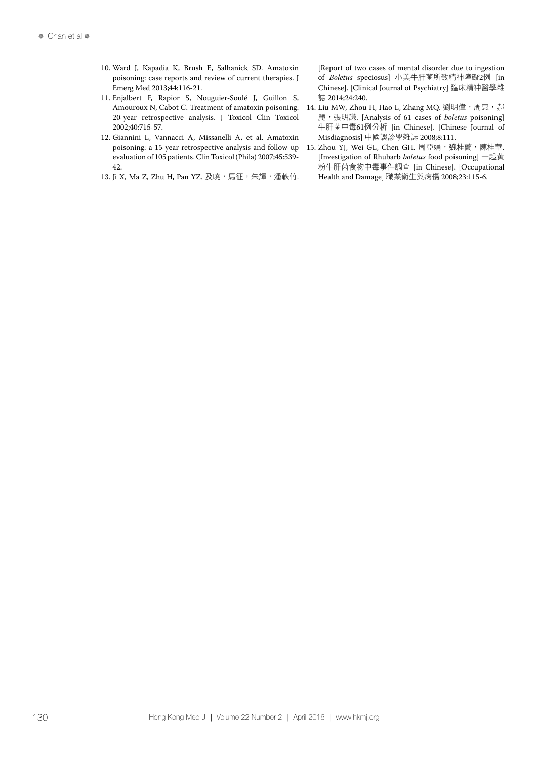10. Ward J, Kapadia K, Brush E, Salhanick SD. Amatoxin poisoning: case reports and review of current therapies. J Emerg Med 2013;44:116-21.
11. Enjalbert F, Rapior S, Nouguier-Soulé J, Guillon S, Amouroux N, Cabot C. Treatment of amatoxin poisoning: 20-year retrospective analysis. J Toxicol Clin Toxicol 2002;40:715-57.
12. Giannini L, Vannacci A, Missanelli A, et al. Amatoxin poisoning: a 15-year retrospective analysis and follow-up evaluation of 105 patients. Clin Toxicol (Phila) 2007;45:539-42.
13. Ji X, Ma Z, Zhu H, Pan YZ. 及曉，馬征，朱輝，潘軼竹. [Report of two cases of mental disorder due to ingestion of *Boletus* speciosus] 小美牛肝菌所致精神障礙2例 [in Chinese]. [Clinical Journal of Psychiatry] 臨床精神醫學雜誌 2014;24:240.
14. Liu MW, Zhou H, Hao L, Zhang MQ. 劉明偉，周惠，郝麗，張明謙. [Analysis of 61 cases of *boletus* poisoning] 牛肝菌中毒61例分析 [in Chinese]. [Chinese Journal of Misdiagnosis] 中國誤診學雜誌 2008;8:111.
15. Zhou YJ, Wei GL, Chen GH. 周亞娟，魏桂蘭，陳桂華. [Investigation of Rhubarb *boletus* food poisoning] 一起黃粉牛肝菌食物中毒事件調查 [in Chinese]. [Occupational Health and Damage] 職業衛生與病傷 2008;23:115-6.